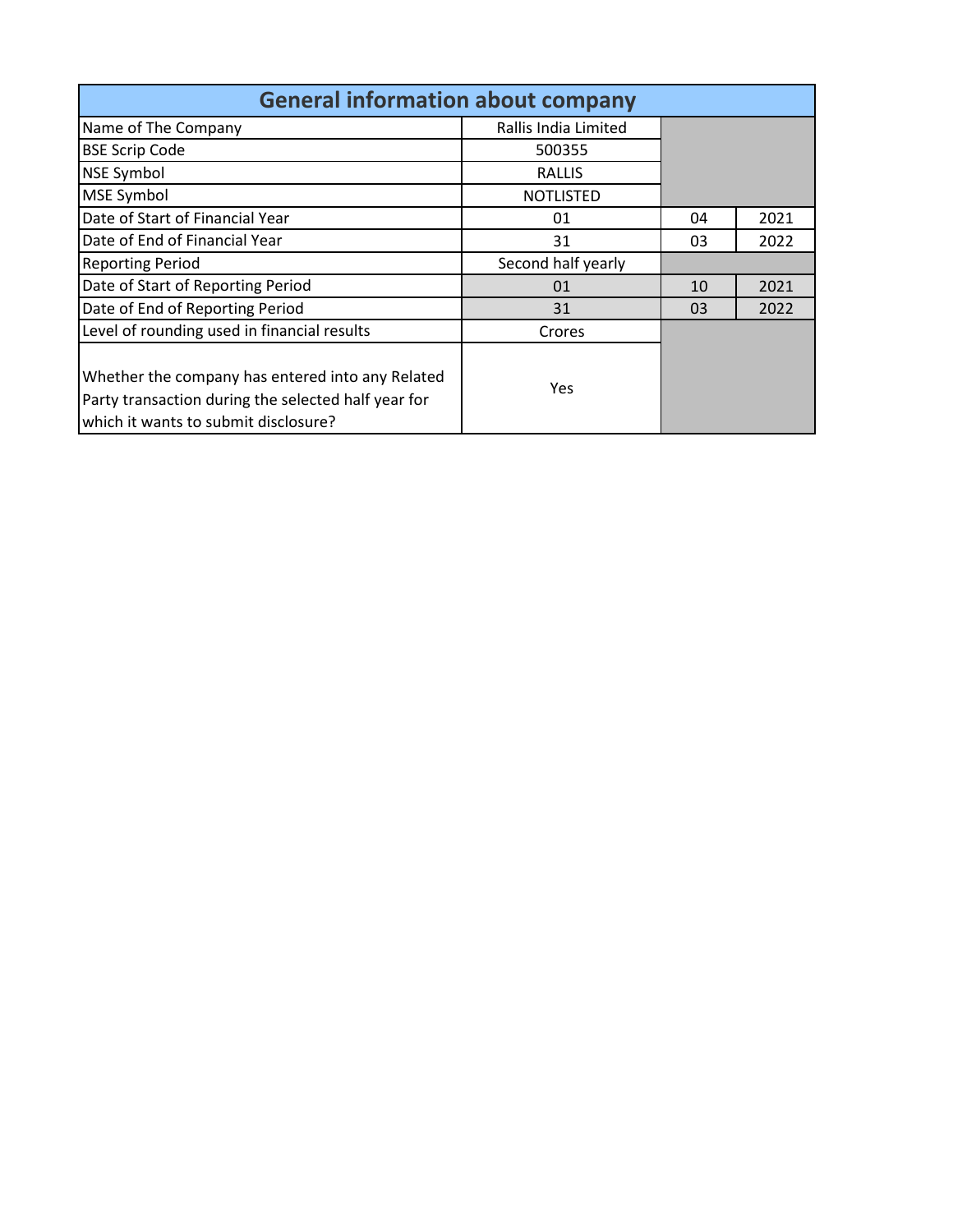## General information about company

| | | | |
|---|---|---|---|
| Name of The Company | Rallis India Limited | | |
| BSE Scrip Code | 500355 | | |
| NSE Symbol | RALLIS | | |
| MSE Symbol | NOTLISTED | | |
| Date of Start of Financial Year | 01 | 04 | 2021 |
| Date of End of Financial Year | 31 | 03 | 2022 |
| Reporting Period | Second half yearly | | |
| Date of Start of Reporting Period | 01 | 10 | 2021 |
| Date of End of Reporting Period | 31 | 03 | 2022 |
| Level of rounding used in financial results | Crores | | |
| Whether the company has entered into any Related Party transaction during the selected half year for which it wants to submit disclosure? | Yes | | |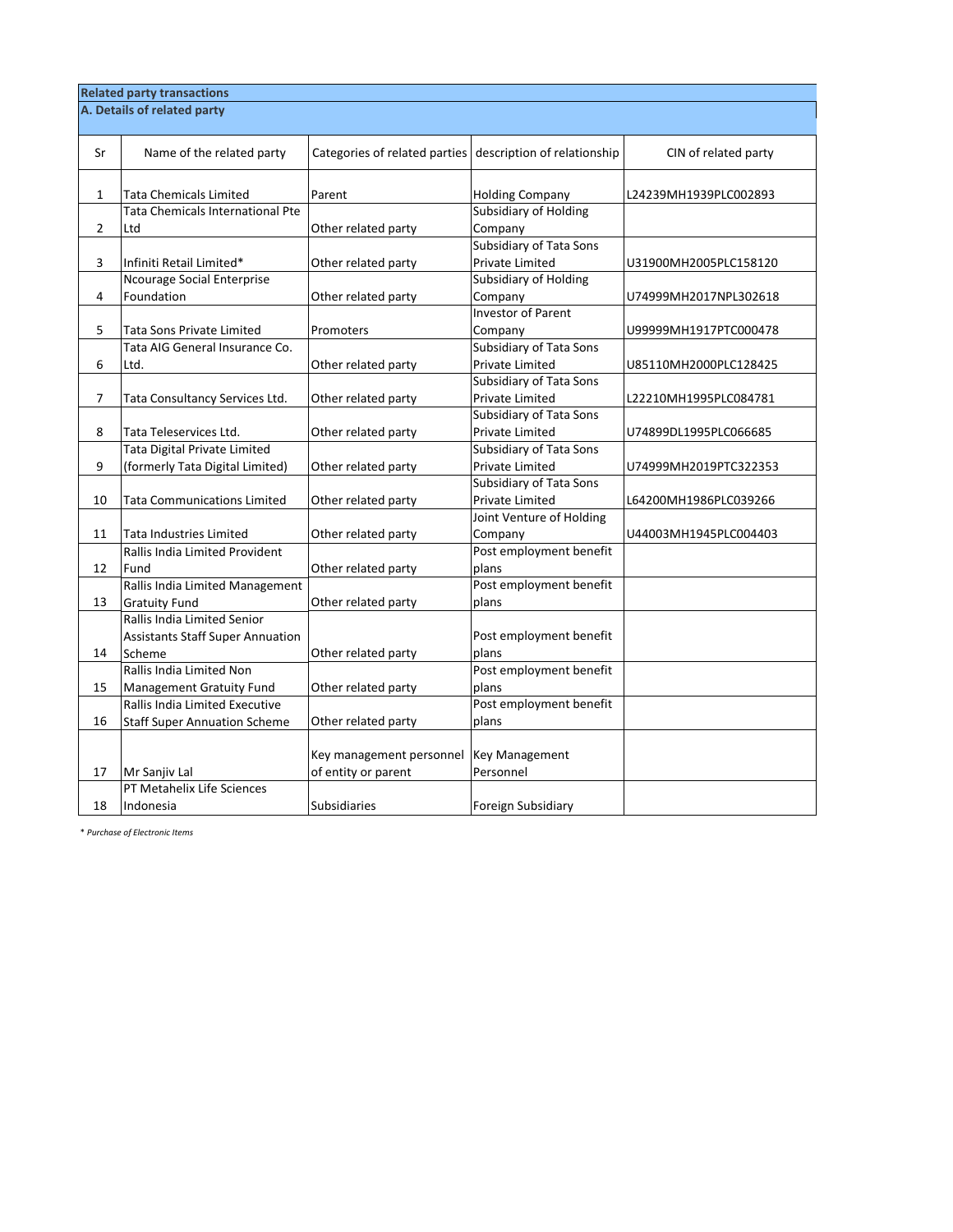**Related party transactions**

**A. Details of related party**

| Sr | Name of the related party | Categories of related parties | description of relationship | CIN of related party |
|---|---|---|---|---|
| 1 | Tata Chemicals Limited | Parent | Holding Company | L24239MH1939PLC002893 |
| 2 | Tata Chemicals International Pte Ltd | Other related party | Subsidiary of Holding Company | |
| 3 | Infiniti Retail Limited* | Other related party | Subsidiary of Tata Sons Private Limited | U31900MH2005PLC158120 |
| 4 | Ncourage Social Enterprise Foundation | Other related party | Subsidiary of Holding Company | U74999MH2017NPL302618 |
| 5 | Tata Sons Private Limited | Promoters | Investor of Parent Company | U99999MH1917PTC000478 |
| 6 | Tata AIG General Insurance Co. Ltd. | Other related party | Subsidiary of Tata Sons Private Limited | U85110MH2000PLC128425 |
| 7 | Tata Consultancy Services Ltd. | Other related party | Subsidiary of Tata Sons Private Limited | L22210MH1995PLC084781 |
| 8 | Tata Teleservices Ltd. | Other related party | Subsidiary of Tata Sons Private Limited | U74899DL1995PLC066685 |
| 9 | Tata Digital Private Limited (formerly Tata Digital Limited) | Other related party | Subsidiary of Tata Sons Private Limited | U74999MH2019PTC322353 |
| 10 | Tata Communications Limited | Other related party | Subsidiary of Tata Sons Private Limited | L64200MH1986PLC039266 |
| 11 | Tata Industries Limited | Other related party | Joint Venture of Holding Company | U44003MH1945PLC004403 |
| 12 | Rallis India Limited Provident Fund | Other related party | Post employment benefit plans | |
| 13 | Rallis India Limited Management Gratuity Fund | Other related party | Post employment benefit plans | |
| 14 | Rallis India Limited Senior Assistants Staff Super Annuation Scheme | Other related party | Post employment benefit plans | |
| 15 | Rallis India Limited Non Management Gratuity Fund | Other related party | Post employment benefit plans | |
| 16 | Rallis India Limited Executive Staff Super Annuation Scheme | Other related party | Post employment benefit plans | |
| 17 | Mr Sanjiv Lal | Key management personnel of entity or parent | Key Management Personnel | |
| 18 | PT Metahelix Life Sciences Indonesia | Subsidiaries | Foreign Subsidiary | |

\* *Purchase of Electronic Items*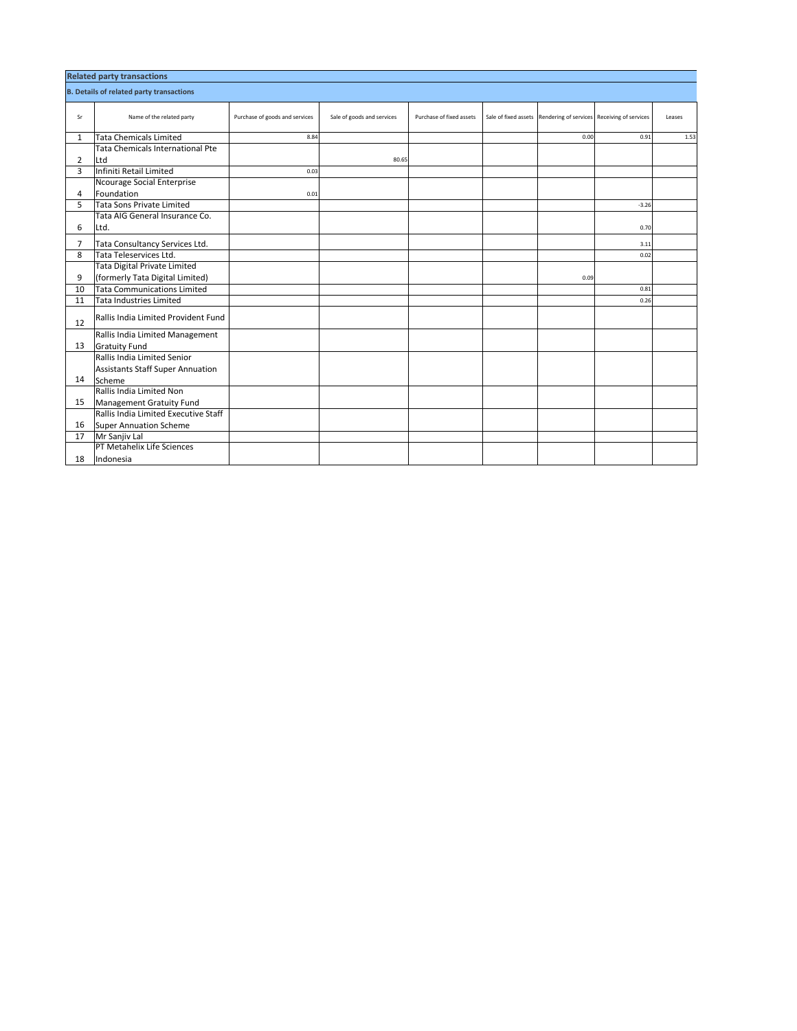## Related party transactions

### B. Details of related party transactions

| Sr | Name of the related party | Purchase of goods and services | Sale of goods and services | Purchase of fixed assets | Sale of fixed assets | Rendering of services | Receiving of services | Leases |
|---|---|---|---|---|---|---|---|---|
| 1 | Tata Chemicals Limited | 8.84 | | | | 0.00 | 0.91 | 1.53 |
| 2 | Tata Chemicals International Pte Ltd | | 80.65 | | | | | |
| 3 | Infiniti Retail Limited | 0.03 | | | | | | |
| 4 | Ncourage Social Enterprise Foundation | 0.01 | | | | | | |
| 5 | Tata Sons Private Limited | | | | | | -3.26 | |
| 6 | Tata AIG General Insurance Co. Ltd. | | | | | | 0.70 | |
| 7 | Tata Consultancy Services Ltd. | | | | | | 3.11 | |
| 8 | Tata Teleservices Ltd. | | | | | | 0.02 | |
| 9 | Tata Digital Private Limited (formerly Tata Digital Limited) | | | | | 0.09 | | |
| 10 | Tata Communications Limited | | | | | | 0.81 | |
| 11 | Tata Industries Limited | | | | | | 0.26 | |
| 12 | Rallis India Limited Provident Fund | | | | | | | |
| 13 | Rallis India Limited Management Gratuity Fund | | | | | | | |
| 14 | Rallis India Limited Senior Assistants Staff Super Annuation Scheme | | | | | | | |
| 15 | Rallis India Limited Non Management Gratuity Fund | | | | | | | |
| 16 | Rallis India Limited Executive Staff Super Annuation Scheme | | | | | | | |
| 17 | Mr Sanjiv Lal | | | | | | | |
| 18 | PT Metahelix Life Sciences Indonesia | | | | | | | |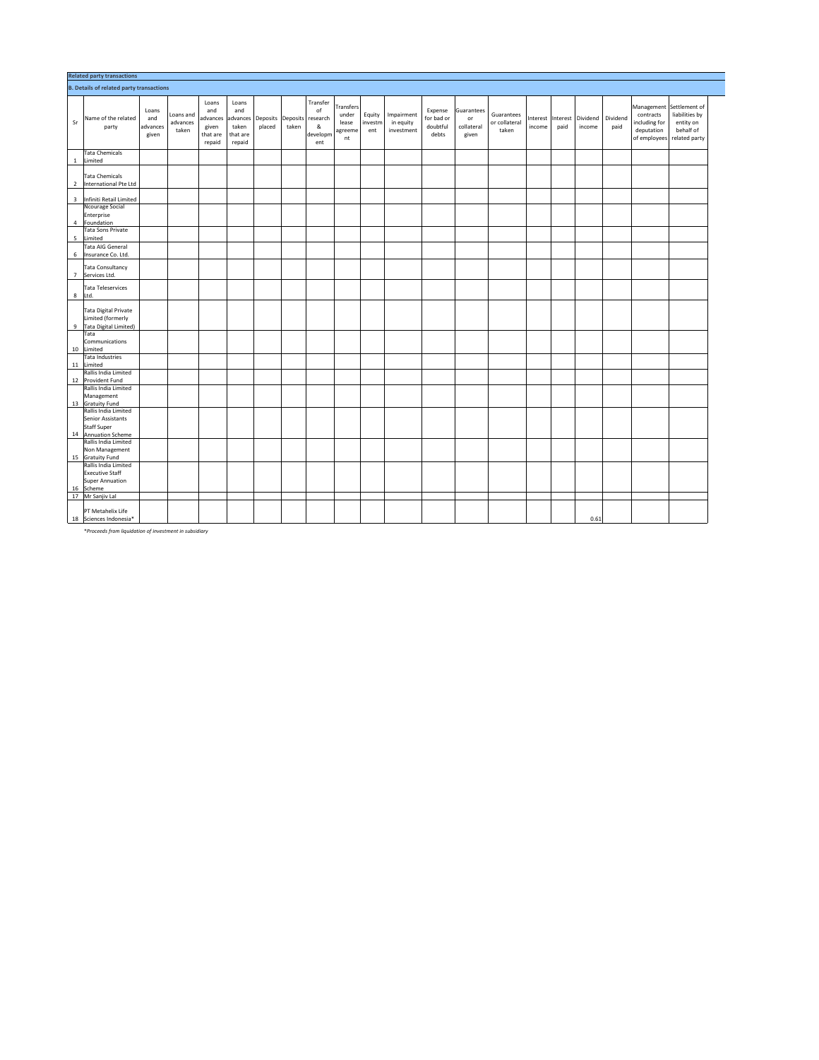**Related party transactions**

**B. Details of related party transactions**

| Sr | Name of the related party | Loans and advances given | Loans and advances taken | Loans and advances given that are repaid | Loans and advances taken that are repaid | Deposits placed | Deposits taken | Transfer of research & development | Transfers under lease agreement | Equity investment | Impairment in equity investment | Expense for bad or doubtful debts | Guarantees or collateral given | Guarantees or collateral taken | Interest income | Interest paid | Dividend income | Dividend paid | Management contracts including for deputation of employees | Settlement of liabilities by entity on behalf of related party |
|---|---|---|---|---|---|---|---|---|---|---|---|---|---|---|---|---|---|---|---|---|
| 1 | Tata Chemicals Limited | | | | | | | | | | | | | | | | | | | |
| 2 | Tata Chemicals International Pte Ltd | | | | | | | | | | | | | | | | | | | |
| 3 | Infiniti Retail Limited | | | | | | | | | | | | | | | | | | | |
| 4 | Ncourage Social Enterprise Foundation | | | | | | | | | | | | | | | | | | | |
| 5 | Tata Sons Private Limited | | | | | | | | | | | | | | | | | | | |
| 6 | Tata AIG General Insurance Co. Ltd. | | | | | | | | | | | | | | | | | | | |
| 7 | Tata Consultancy Services Ltd. | | | | | | | | | | | | | | | | | | | |
| 8 | Tata Teleservices Ltd. | | | | | | | | | | | | | | | | | | | |
| 9 | Tata Digital Private Limited (formerly Tata Digital Limited) | | | | | | | | | | | | | | | | | | | |
| 10 | Tata Communications Limited | | | | | | | | | | | | | | | | | | | |
| 11 | Tata Industries Limited | | | | | | | | | | | | | | | | | | | |
| 12 | Rallis India Limited Provident Fund | | | | | | | | | | | | | | | | | | | |
| 13 | Rallis India Limited Management Gratuity Fund | | | | | | | | | | | | | | | | | | | |
| 14 | Rallis India Limited Senior Assistants Staff Super Annuation Scheme | | | | | | | | | | | | | | | | | | | |
| 15 | Rallis India Limited Non Management Gratuity Fund | | | | | | | | | | | | | | | | | | | |
| 16 | Rallis India Limited Executive Staff Super Annuation Scheme | | | | | | | | | | | | | | | | | | | |
| 17 | Mr Sanjiv Lal | | | | | | | | | | | | | | | | | | | |
| 18 | PT Metahelix Life Sciences Indonesia* | | | | | | | | | | | | | | | | 0.61 | | | |

*Proceeds from liquidation of investment in subsidiary*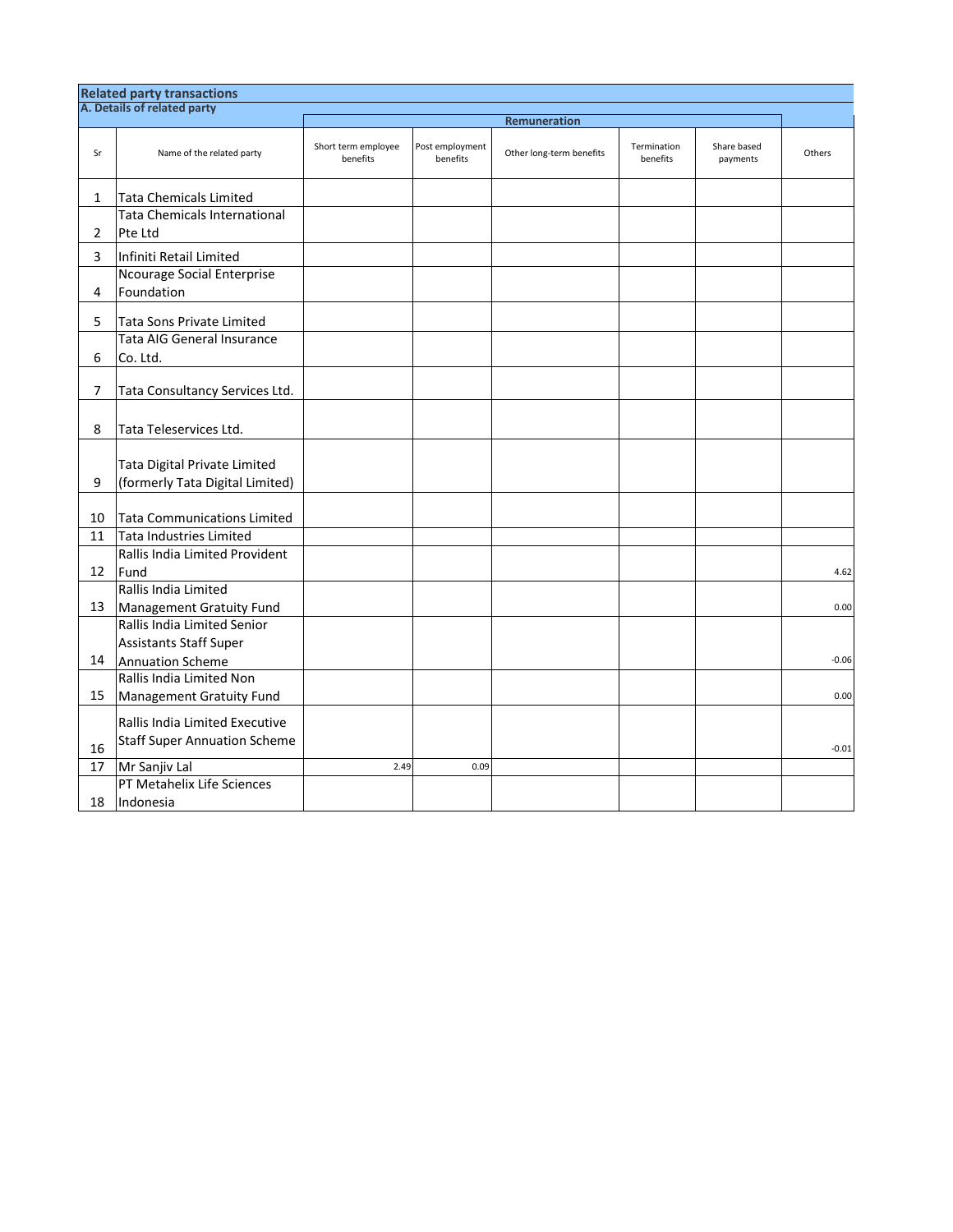## Related party transactions

### A. Details of related party

| Sr | Name of the related party | Remuneration | | | | | Others |
|---|---|---|---|---|---|---|---|
| | | Short term employee benefits | Post employment benefits | Other long-term benefits | Termination benefits | Share based payments | |
| 1 | Tata Chemicals Limited | | | | | | |
| 2 | Tata Chemicals International Pte Ltd | | | | | | |
| 3 | Infiniti Retail Limited | | | | | | |
| 4 | Ncourage Social Enterprise Foundation | | | | | | |
| 5 | Tata Sons Private Limited | | | | | | |
| 6 | Tata AIG General Insurance Co. Ltd. | | | | | | |
| 7 | Tata Consultancy Services Ltd. | | | | | | |
| 8 | Tata Teleservices Ltd. | | | | | | |
| 9 | Tata Digital Private Limited (formerly Tata Digital Limited) | | | | | | |
| 10 | Tata Communications Limited | | | | | | |
| 11 | Tata Industries Limited | | | | | | |
| 12 | Rallis India Limited Provident Fund | | | | | | 4.62 |
| 13 | Rallis India Limited Management Gratuity Fund | | | | | | 0.00 |
| 14 | Rallis India Limited Senior Assistants Staff Super Annuation Scheme | | | | | | -0.06 |
| 15 | Rallis India Limited Non Management Gratuity Fund | | | | | | 0.00 |
| 16 | Rallis India Limited Executive Staff Super Annuation Scheme | | | | | | -0.01 |
| 17 | Mr Sanjiv Lal | 2.49 | 0.09 | | | | |
| 18 | PT Metahelix Life Sciences Indonesia | | | | | | |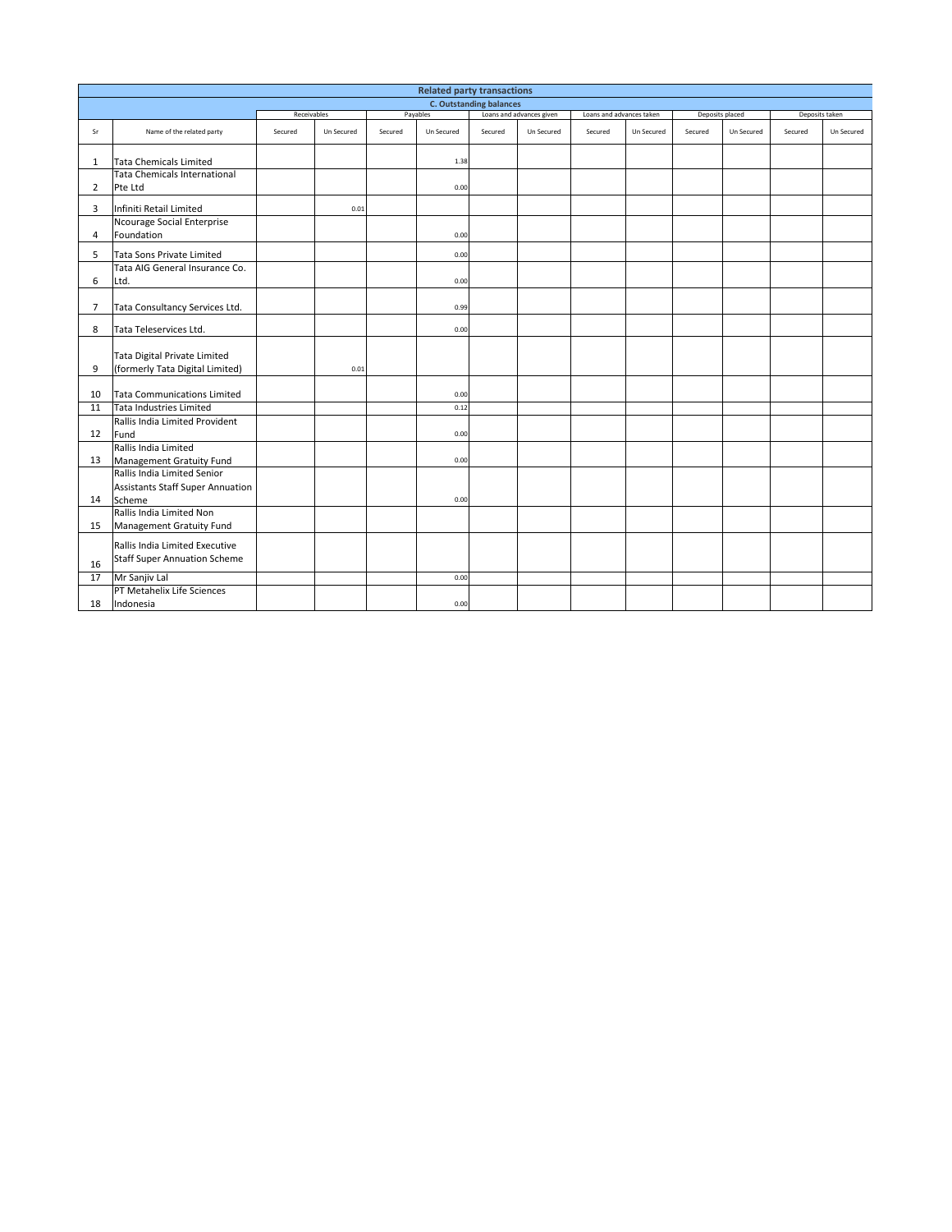| Related party transactions | | | | | | | | | | | | | |
|---|---|---|---|---|---|---|---|---|---|---|---|---|---|
| C. Outstanding balances | | | | | | | | | | | | | |
| | | Receivables | | Payables | | Loans and advances given | | Loans and advances taken | | Deposits placed | | Deposits taken | |
| Sr | Name of the related party | Secured | Un Secured | Secured | Un Secured | Secured | Un Secured | Secured | Un Secured | Secured | Un Secured | Secured | Un Secured |
| 1 | Tata Chemicals Limited | | | | 1.38 | | | | | | | | |
| 2 | Tata Chemicals International Pte Ltd | | | | 0.00 | | | | | | | | |
| 3 | Infiniti Retail Limited | | 0.01 | | | | | | | | | | |
| 4 | Ncourage Social Enterprise Foundation | | | | 0.00 | | | | | | | | |
| 5 | Tata Sons Private Limited | | | | 0.00 | | | | | | | | |
| 6 | Tata AIG General Insurance Co. Ltd. | | | | 0.00 | | | | | | | | |
| 7 | Tata Consultancy Services Ltd. | | | | 0.99 | | | | | | | | |
| 8 | Tata Teleservices Ltd. | | | | 0.00 | | | | | | | | |
| 9 | Tata Digital Private Limited (formerly Tata Digital Limited) | | 0.01 | | | | | | | | | | |
| 10 | Tata Communications Limited | | | | 0.00 | | | | | | | | |
| 11 | Tata Industries Limited | | | | 0.12 | | | | | | | | |
| 12 | Rallis India Limited Provident Fund | | | | 0.00 | | | | | | | | |
| 13 | Rallis India Limited Management Gratuity Fund | | | | 0.00 | | | | | | | | |
| 14 | Rallis India Limited Senior Assistants Staff Super Annuation Scheme | | | | 0.00 | | | | | | | | |
| 15 | Rallis India Limited Non Management Gratuity Fund | | | | | | | | | | | | |
| 16 | Rallis India Limited Executive Staff Super Annuation Scheme | | | | | | | | | | | | |
| 17 | Mr Sanjiv Lal | | | | 0.00 | | | | | | | | |
| 18 | PT Metahelix Life Sciences Indonesia | | | | 0.00 | | | | | | | | |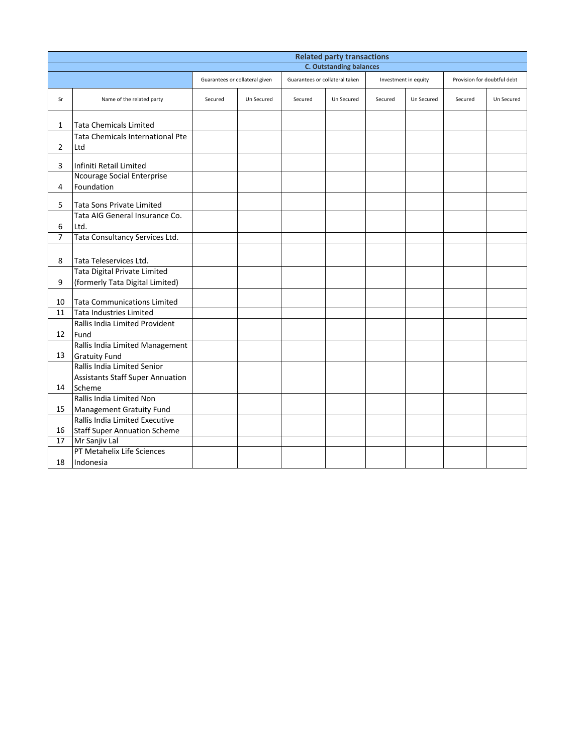| Related party transactions | | | | | | | | | |
|---|---|---|---|---|---|---|---|---|---|
| C. Outstanding balances | | | | | | | | | |
| | | Guarantees or collateral given | | Guarantees or collateral taken | | Investment in equity | | Provision for doubtful debt | |
| Sr | Name of the related party | Secured | Un Secured | Secured | Un Secured | Secured | Un Secured | Secured | Un Secured |
| 1 | Tata Chemicals Limited | | | | | | | | |
| 2 | Tata Chemicals International Pte Ltd | | | | | | | | |
| 3 | Infiniti Retail Limited | | | | | | | | |
| 4 | Ncourage Social Enterprise Foundation | | | | | | | | |
| 5 | Tata Sons Private Limited | | | | | | | | |
| 6 | Tata AIG General Insurance Co. Ltd. | | | | | | | | |
| 7 | Tata Consultancy Services Ltd. | | | | | | | | |
| 8 | Tata Teleservices Ltd. | | | | | | | | |
| 9 | Tata Digital Private Limited (formerly Tata Digital Limited) | | | | | | | | |
| 10 | Tata Communications Limited | | | | | | | | |
| 11 | Tata Industries Limited | | | | | | | | |
| 12 | Rallis India Limited Provident Fund | | | | | | | | |
| 13 | Rallis India Limited Management Gratuity Fund | | | | | | | | |
| 14 | Rallis India Limited Senior Assistants Staff Super Annuation Scheme | | | | | | | | |
| 15 | Rallis India Limited Non Management Gratuity Fund | | | | | | | | |
| 16 | Rallis India Limited Executive Staff Super Annuation Scheme | | | | | | | | |
| 17 | Mr Sanjiv Lal | | | | | | | | |
| 18 | PT Metahelix Life Sciences Indonesia | | | | | | | | |